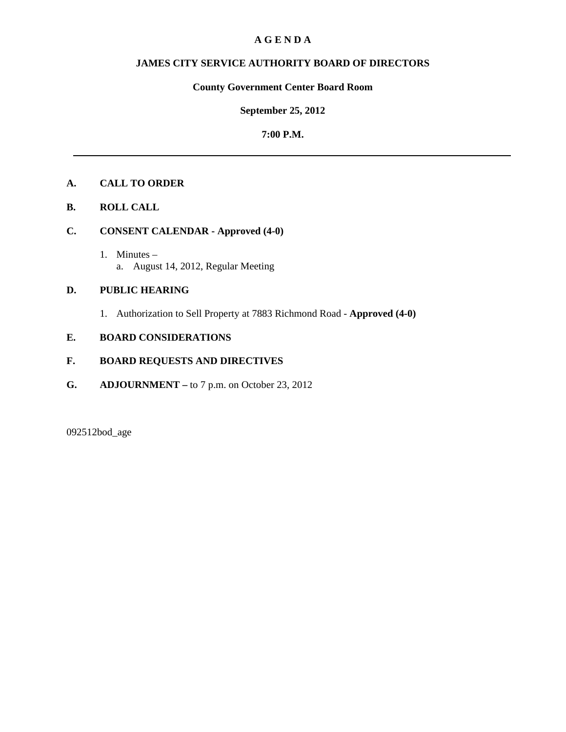# A G E N D A

## JAMES CITY SERVICE AUTHORITY BOARD OF DIRECTORS

### County Government Center Board Room

### September 25, 2012

### 7:00 P.M.

---

**A. CALL TO ORDER**

**B. ROLL CALL**

**C. CONSENT CALENDAR - Approved (4-0)**

1. Minutes –
   a. August 14, 2012, Regular Meeting

**D. PUBLIC HEARING**

1. Authorization to Sell Property at 7883 Richmond Road - **Approved (4-0)**

**E. BOARD CONSIDERATIONS**

**F. BOARD REQUESTS AND DIRECTIVES**

**G. ADJOURNMENT –** to 7 p.m. on October 23, 2012

092512bod_age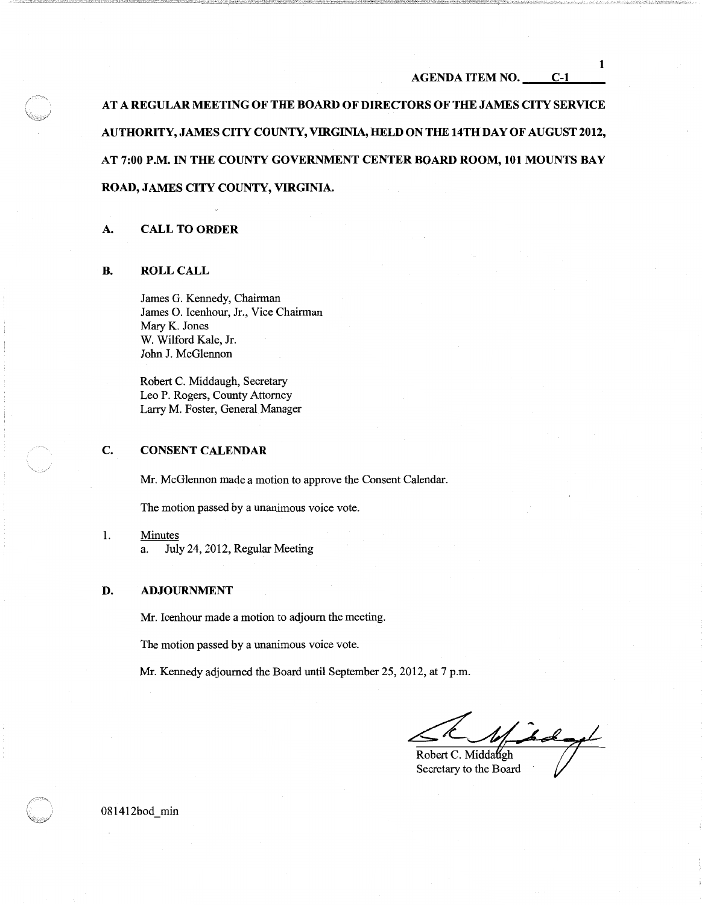AGENDA ITEM NO. C-1

**AT A REGULAR MEETING OF THE BOARD OF DIRECTORS OF THE JAMES CITY SERVICE AUTHORITY, JAMES CITY COUNTY, VIRGINIA, HELD ON THE 14TH DAY OF AUGUST 2012, AT 7:00 P.M. IN THE COUNTY GOVERNMENT CENTER BOARD ROOM, 101 MOUNTS BAY ROAD, JAMES CITY COUNTY, VIRGINIA.**

## A. CALL TO ORDER

## B. ROLL CALL

James G. Kennedy, Chairman
James O. Icenhour, Jr., Vice Chairman
Mary K. Jones
W. Wilford Kale, Jr.
John J. McGlennon

Robert C. Middaugh, Secretary
Leo P. Rogers, County Attorney
Larry M. Foster, General Manager

## C. CONSENT CALENDAR

Mr. McGlennon made a motion to approve the Consent Calendar.

The motion passed by a unanimous voice vote.

1. Minutes
   a. July 24, 2012, Regular Meeting

## D. ADJOURNMENT

Mr. Icenhour made a motion to adjourn the meeting.

The motion passed by a unanimous voice vote.

Mr. Kennedy adjourned the Board until September 25, 2012, at 7 p.m.

Robert C. Middaugh
Secretary to the Board

081412bod_min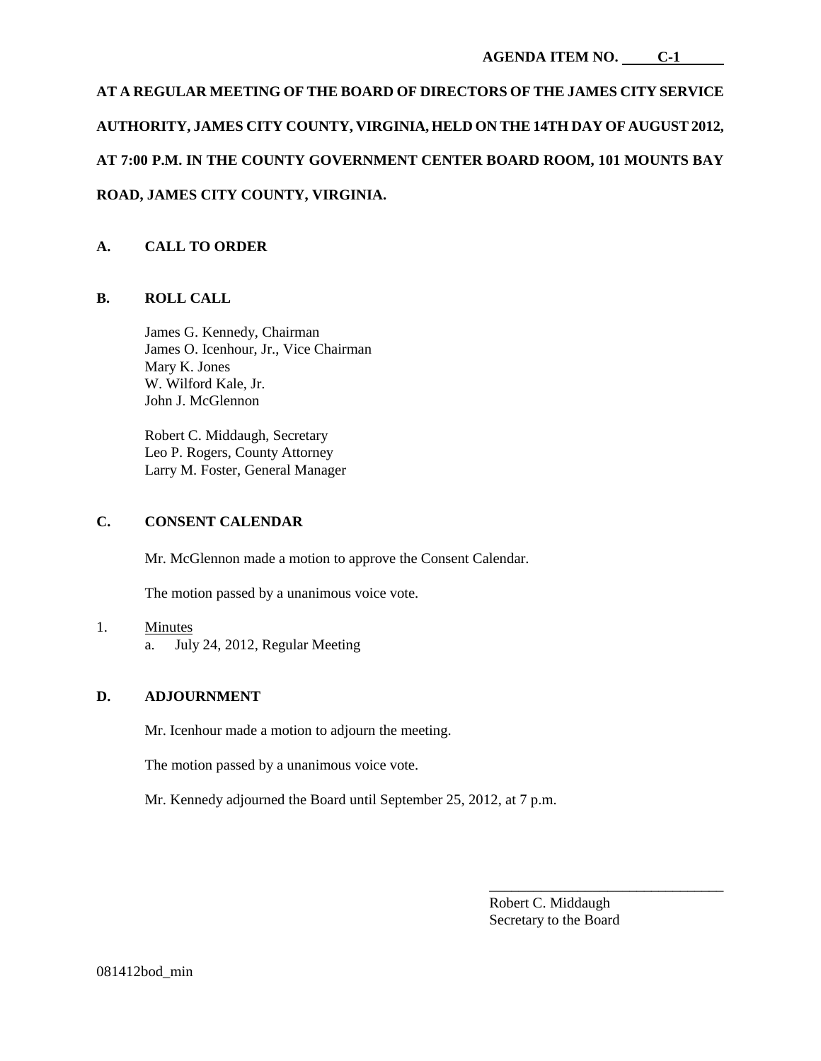**AGENDA ITEM NO. C-1**

**AT A REGULAR MEETING OF THE BOARD OF DIRECTORS OF THE JAMES CITY SERVICE AUTHORITY, JAMES CITY COUNTY, VIRGINIA, HELD ON THE 14TH DAY OF AUGUST 2012, AT 7:00 P.M. IN THE COUNTY GOVERNMENT CENTER BOARD ROOM, 101 MOUNTS BAY ROAD, JAMES CITY COUNTY, VIRGINIA.**

## A. CALL TO ORDER

## B. ROLL CALL

James G. Kennedy, Chairman
James O. Icenhour, Jr., Vice Chairman
Mary K. Jones
W. Wilford Kale, Jr.
John J. McGlennon

Robert C. Middaugh, Secretary
Leo P. Rogers, County Attorney
Larry M. Foster, General Manager

## C. CONSENT CALENDAR

Mr. McGlennon made a motion to approve the Consent Calendar.

The motion passed by a unanimous voice vote.

1. Minutes
   a. July 24, 2012, Regular Meeting

## D. ADJOURNMENT

Mr. Icenhour made a motion to adjourn the meeting.

The motion passed by a unanimous voice vote.

Mr. Kennedy adjourned the Board until September 25, 2012, at 7 p.m.

\_\_\_\_\_\_\_\_\_\_\_\_\_\_\_\_\_\_\_\_\_\_\_\_\_\_\_\_\_\_\_\_
Robert C. Middaugh
Secretary to the Board

081412bod_min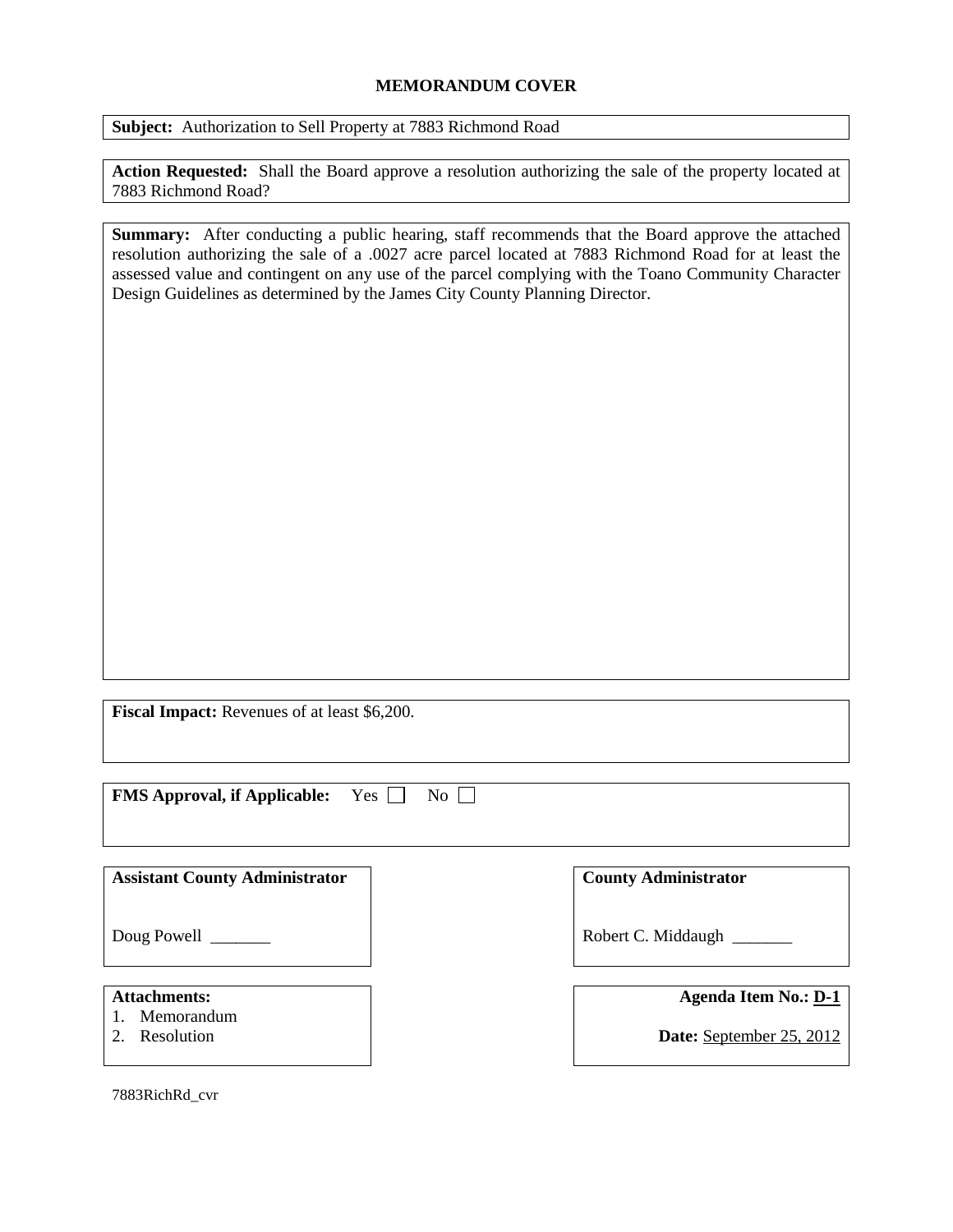**MEMORANDUM COVER**

**Subject:** Authorization to Sell Property at 7883 Richmond Road

**Action Requested:** Shall the Board approve a resolution authorizing the sale of the property located at 7883 Richmond Road?

**Summary:** After conducting a public hearing, staff recommends that the Board approve the attached resolution authorizing the sale of a .0027 acre parcel located at 7883 Richmond Road for at least the assessed value and contingent on any use of the parcel complying with the Toano Community Character Design Guidelines as determined by the James City County Planning Director.

**Fiscal Impact:** Revenues of at least $6,200.

**FMS Approval, if Applicable:** Yes ☐ No ☐

**Assistant County Administrator**

Doug Powell _______

**County Administrator**

Robert C. Middaugh _______

**Attachments:**
1. Memorandum
2. Resolution

**Agenda Item No.:** D-1

**Date:** September 25, 2012

7883RichRd_cvr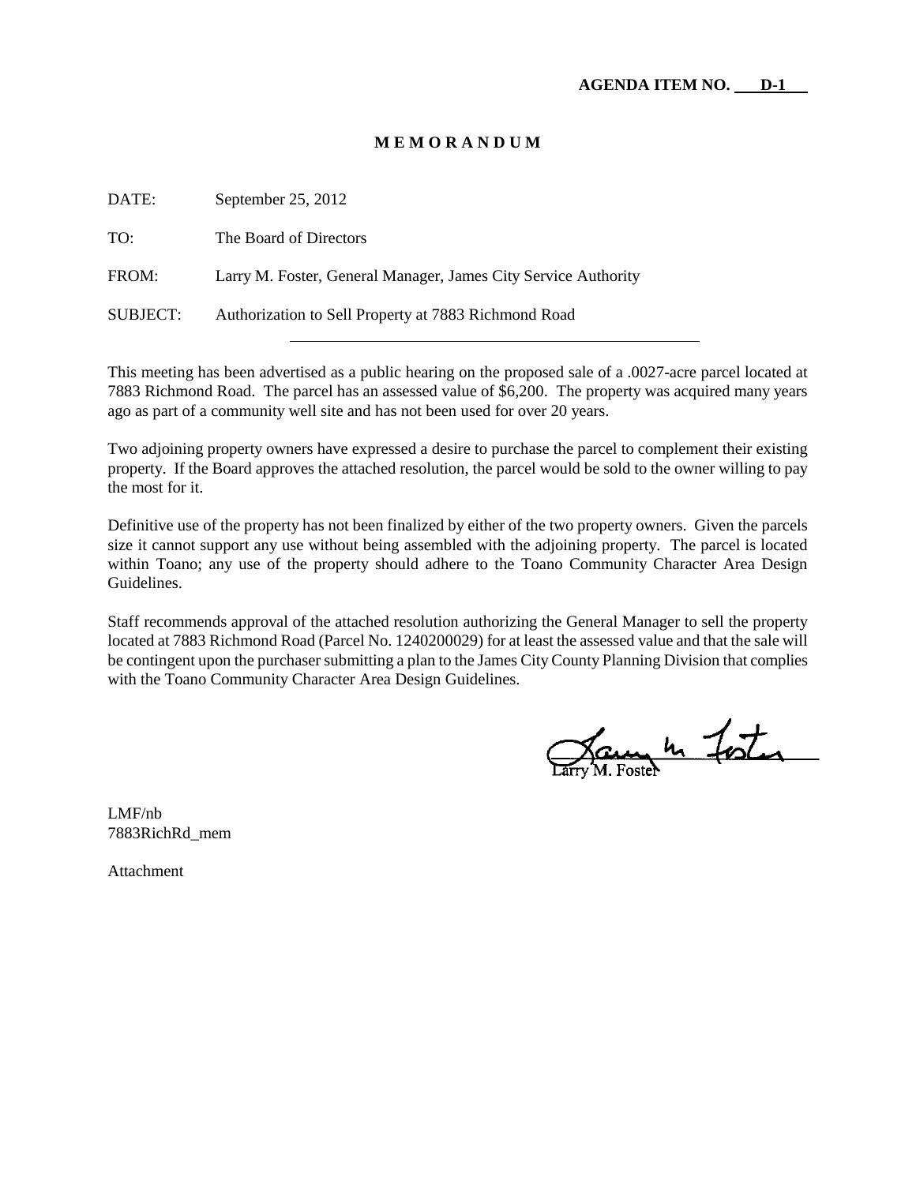**AGENDA ITEM NO. D-1**

**M E M O R A N D U M**

DATE: September 25, 2012

TO: The Board of Directors

FROM: Larry M. Foster, General Manager, James City Service Authority

SUBJECT: Authorization to Sell Property at 7883 Richmond Road

---

This meeting has been advertised as a public hearing on the proposed sale of a .0027-acre parcel located at 7883 Richmond Road. The parcel has an assessed value of $6,200. The property was acquired many years ago as part of a community well site and has not been used for over 20 years.

Two adjoining property owners have expressed a desire to purchase the parcel to complement their existing property. If the Board approves the attached resolution, the parcel would be sold to the owner willing to pay the most for it.

Definitive use of the property has not been finalized by either of the two property owners. Given the parcels size it cannot support any use without being assembled with the adjoining property. The parcel is located within Toano; any use of the property should adhere to the Toano Community Character Area Design Guidelines.

Staff recommends approval of the attached resolution authorizing the General Manager to sell the property located at 7883 Richmond Road (Parcel No. 1240200029) for at least the assessed value and that the sale will be contingent upon the purchaser submitting a plan to the James City County Planning Division that complies with the Toano Community Character Area Design Guidelines.

Larry M. Foster

LMF/nb
7883RichRd_mem

Attachment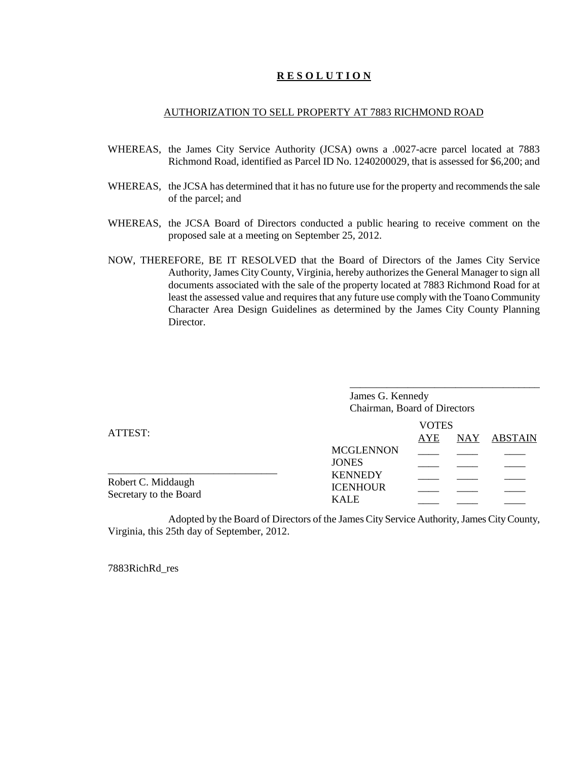**R E S O L U T I O N**

AUTHORIZATION TO SELL PROPERTY AT 7883 RICHMOND ROAD

WHEREAS, the James City Service Authority (JCSA) owns a .0027-acre parcel located at 7883 Richmond Road, identified as Parcel ID No. 1240200029, that is assessed for $6,200; and

WHEREAS, the JCSA has determined that it has no future use for the property and recommends the sale of the parcel; and

WHEREAS, the JCSA Board of Directors conducted a public hearing to receive comment on the proposed sale at a meeting on September 25, 2012.

NOW, THEREFORE, BE IT RESOLVED that the Board of Directors of the James City Service Authority, James City County, Virginia, hereby authorizes the General Manager to sign all documents associated with the sale of the property located at 7883 Richmond Road for at least the assessed value and requires that any future use comply with the Toano Community Character Area Design Guidelines as determined by the James City County Planning Director.

____________________________________
James G. Kennedy
Chairman, Board of Directors

ATTEST:

________________________________
Robert C. Middaugh
Secretary to the Board

| | VOTES | | |
|---|---|---|---|
| | AYE | NAY | ABSTAIN |
| MCGLENNON | ____ | ____ | ____ |
| JONES | ____ | ____ | ____ |
| KENNEDY | ____ | ____ | ____ |
| ICENHOUR | ____ | ____ | ____ |
| KALE | ____ | ____ | ____ |

Adopted by the Board of Directors of the James City Service Authority, James City County, Virginia, this 25th day of September, 2012.

7883RichRd_res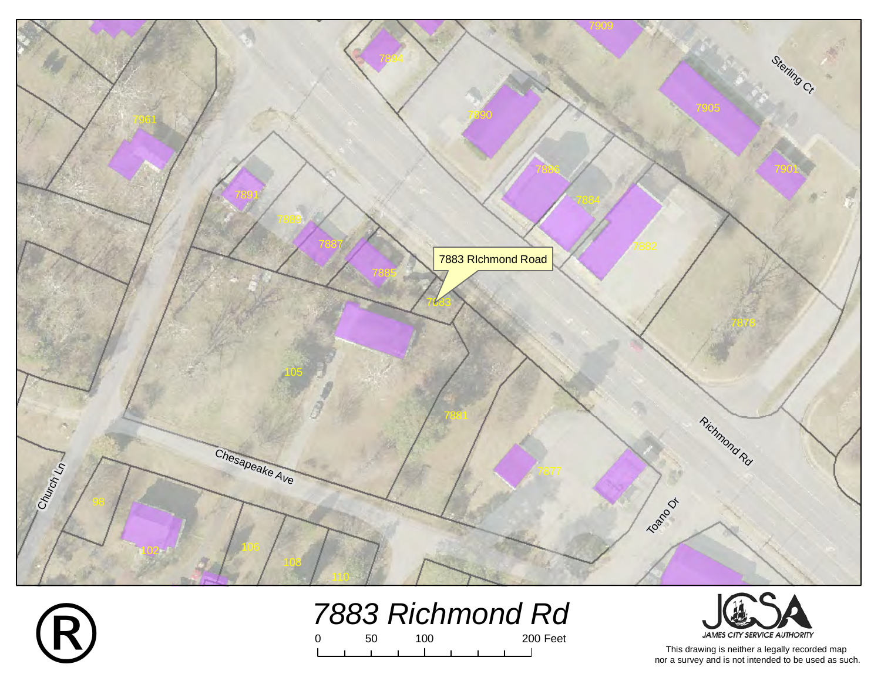7883 RIchmond Road

7909

7894

7890

7905

Sterling Ct

7961

7886

7901

7891

7884

7889

7887

7882

7885

7883

7878

105

7881

Richmond Rd

7877

Chesapeake Ave

Church Ln

98

Toano Dr

102

106

108

110

# 7883 Richmond Rd

0 50 100 200 Feet

JCSA

JAMES CITY SERVICE AUTHORITY

This drawing is neither a legally recorded map nor a survey and is not intended to be used as such.